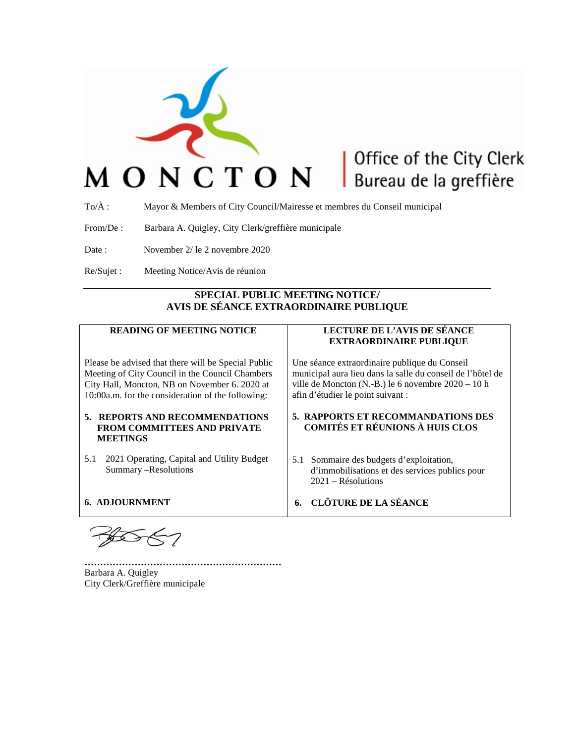MONCTON | Office of the City Clerk | Bureau de la greffière

To/À : Mayor & Members of City Council/Mairesse et membres du Conseil municipal

From/De : Barbara A. Quigley, City Clerk/greffière municipale

Date : November 2/ le 2 novembre 2020

Re/Sujet : Meeting Notice/Avis de réunion

---

## SPECIAL PUBLIC MEETING NOTICE/ AVIS DE SÉANCE EXTRAORDINAIRE PUBLIQUE

| READING OF MEETING NOTICE | LECTURE DE L'AVIS DE SÉANCE EXTRAORDINAIRE PUBLIQUE |
|---|---|
| Please be advised that there will be Special Public Meeting of City Council in the Council Chambers City Hall, Moncton, NB on November 6. 2020 at 10:00a.m. for the consideration of the following: | Une séance extraordinaire publique du Conseil municipal aura lieu dans la salle du conseil de l'hôtel de ville de Moncton (N.-B.) le 6 novembre 2020 – 10 h afin d'étudier le point suivant : |
| **5. REPORTS AND RECOMMENDATIONS FROM COMMITTEES AND PRIVATE MEETINGS** | **5. RAPPORTS ET RECOMMANDATIONS DES COMITÉS ET RÉUNIONS À HUIS CLOS** |
| 5.1 2021 Operating, Capital and Utility Budget Summary –Resolutions | 5.1 Sommaire des budgets d'exploitation, d'immobilisations et des services publics pour 2021 – Résolutions |
| **6. ADJOURNMENT** | **6. CLÔTURE DE LA SÉANCE** |

............................................................
Barbara A. Quigley
City Clerk/Greffière municipale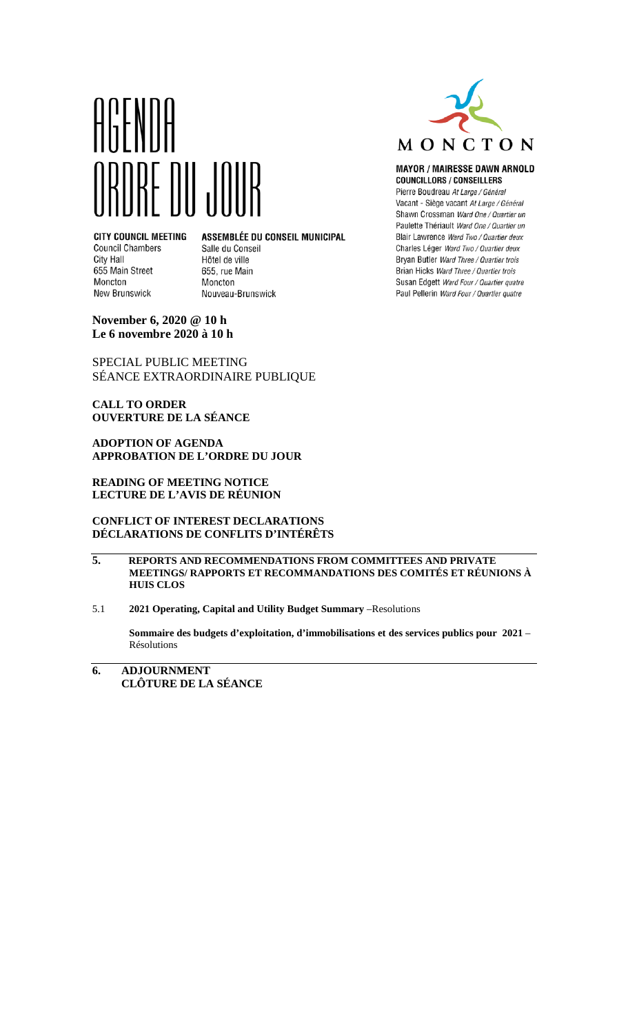# AGENDA
# ORDRE DU JOUR

MONCTON

**MAYOR / MAIRESSE DAWN ARNOLD**
**COUNCILLORS / CONSEILLERS**
Pierre Boudreau *At Large / Général*
Vacant - Siège vacant *At Large / Général*
Shawn Crossman *Ward One / Quartier un*
Paulette Thériault *Ward One / Quartier un*
Blair Lawrence *Ward Two / Quartier deux*
Charles Léger *Ward Two / Quartier deux*
Bryan Butler *Ward Three / Quartier trois*
Brian Hicks *Ward Three / Quartier trois*
Susan Edgett *Ward Four / Quartier quatre*
Paul Pellerin *Ward Four / Quartier quatre*

**CITY COUNCIL MEETING**
Council Chambers
City Hall
655 Main Street
Moncton
New Brunswick

**ASSEMBLÉE DU CONSEIL MUNICIPAL**
Salle du Conseil
Hôtel de ville
655, rue Main
Moncton
Nouveau-Brunswick

**November 6, 2020 @ 10 h**
**Le 6 novembre 2020 à 10 h**

SPECIAL PUBLIC MEETING
SÉANCE EXTRAORDINAIRE PUBLIQUE

**CALL TO ORDER**
**OUVERTURE DE LA SÉANCE**

**ADOPTION OF AGENDA**
**APPROBATION DE L'ORDRE DU JOUR**

**READING OF MEETING NOTICE**
**LECTURE DE L'AVIS DE RÉUNION**

**CONFLICT OF INTEREST DECLARATIONS**
**DÉCLARATIONS DE CONFLITS D'INTÉRÊTS**

**5. REPORTS AND RECOMMENDATIONS FROM COMMITTEES AND PRIVATE MEETINGS/ RAPPORTS ET RECOMMANDATIONS DES COMITÉS ET RÉUNIONS À HUIS CLOS**

5.1 **2021 Operating, Capital and Utility Budget Summary** –Resolutions

**Sommaire des budgets d'exploitation, d'immobilisations et des services publics pour 2021** – Résolutions

**6. ADJOURNMENT**
**CLÔTURE DE LA SÉANCE**